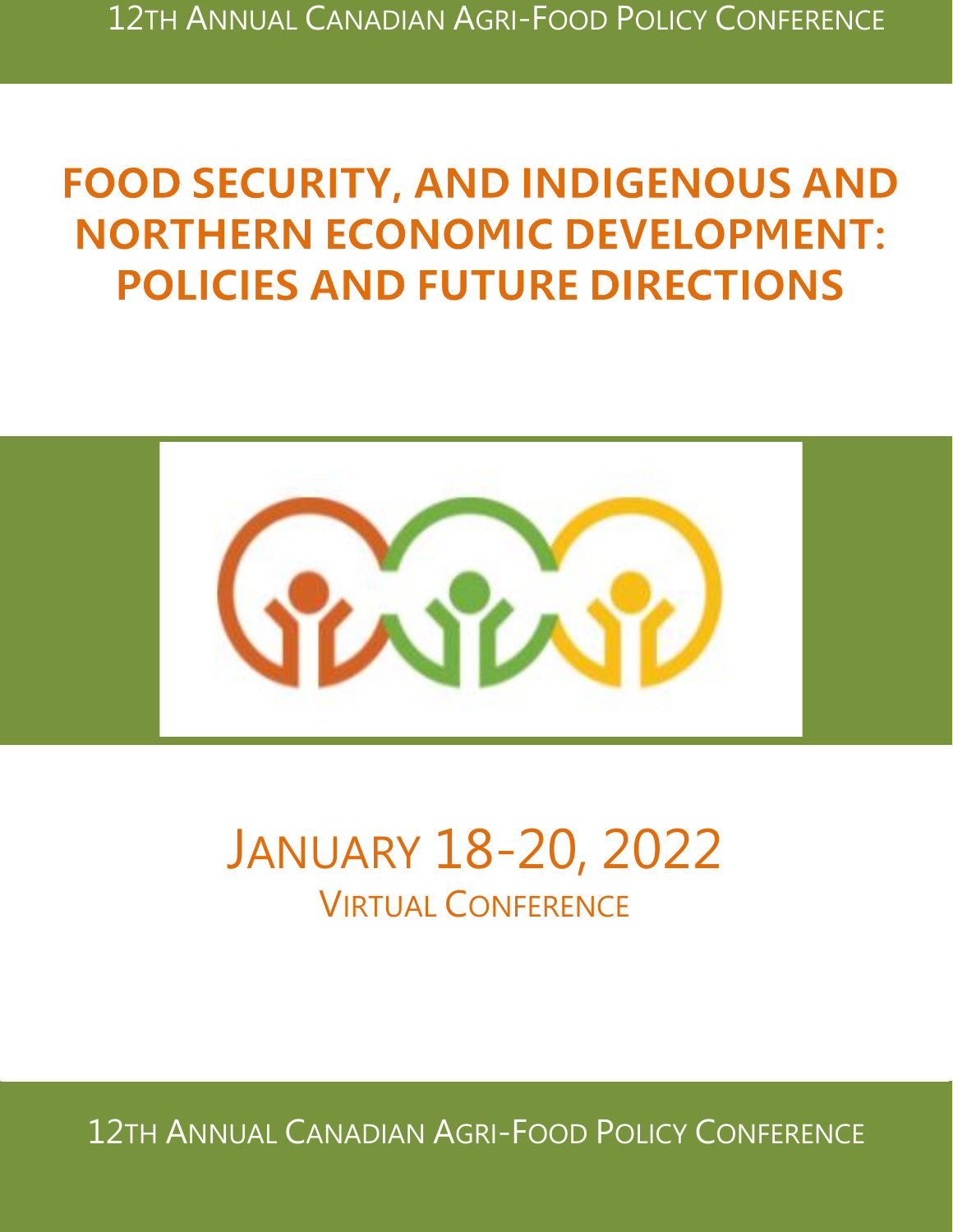# FOOD SECURITY, AND INDIGENOUS AND NORTHERN ECONOMIC DEVELOPMENT: POLICIES AND FUTURE DIRECTIONS

## JANUARY 18-20, 2022

VIRTUAL CONFERENCE

12TH ANNUAL CANADIAN AGRI-FOOD POLICY CONFERENCE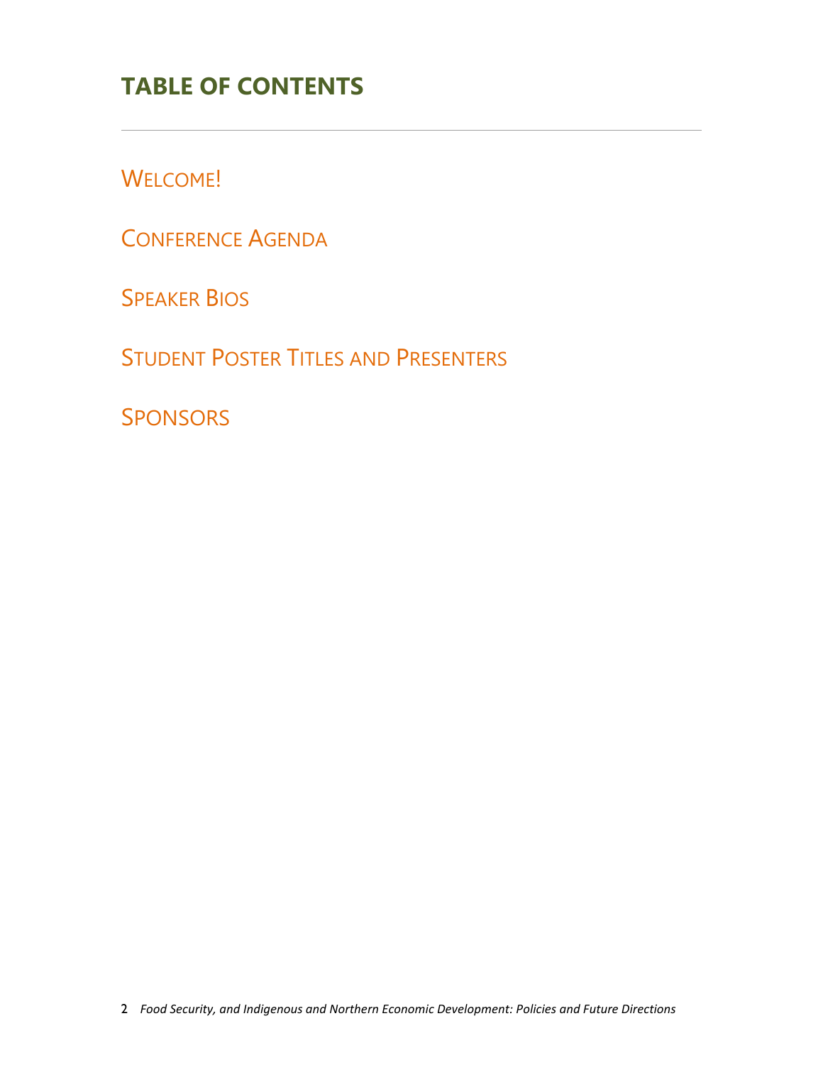# TABLE OF CONTENTS

WELCOME!

CONFERENCE AGENDA

SPEAKER BIOS

STUDENT POSTER TITLES AND PRESENTERS

SPONSORS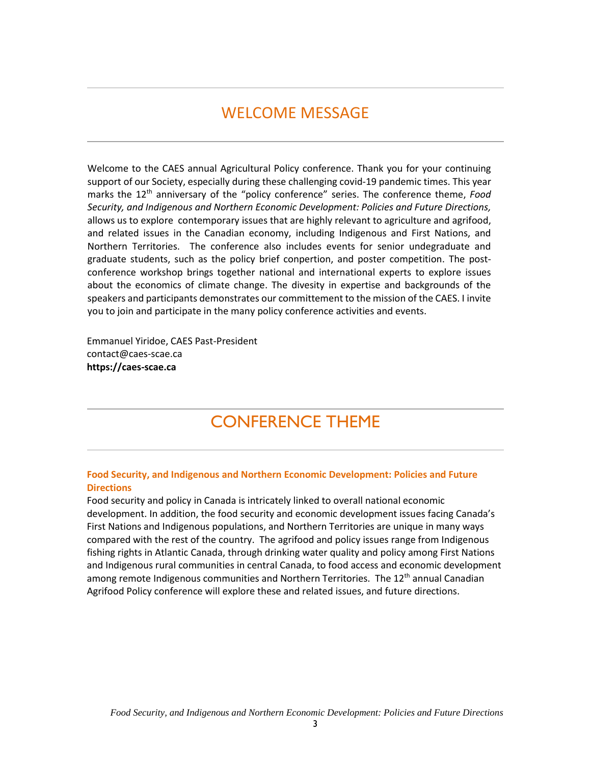# WELCOME MESSAGE

Welcome to the CAES annual Agricultural Policy conference. Thank you for your continuing support of our Society, especially during these challenging covid-19 pandemic times. This year marks the 12th anniversary of the "policy conference" series. The conference theme, *Food Security, and Indigenous and Northern Economic Development: Policies and Future Directions,* allows us to explore contemporary issues that are highly relevant to agriculture and agrifood, and related issues in the Canadian economy, including Indigenous and First Nations, and Northern Territories. The conference also includes events for senior undegraduate and graduate students, such as the policy brief conpertion, and poster competition. The post-conference workshop brings together national and international experts to explore issues about the economics of climate change. The divesity in expertise and backgrounds of the speakers and participants demonstrates our committement to the mission of the CAES. I invite you to join and participate in the many policy conference activities and events.

Emmanuel Yiridoe, CAES Past-President
contact@caes-scae.ca
**https://caes-scae.ca**

# CONFERENCE THEME

### Food Security, and Indigenous and Northern Economic Development: Policies and Future Directions

Food security and policy in Canada is intricately linked to overall national economic development. In addition, the food security and economic development issues facing Canada's First Nations and Indigenous populations, and Northern Territories are unique in many ways compared with the rest of the country. The agrifood and policy issues range from Indigenous fishing rights in Atlantic Canada, through drinking water quality and policy among First Nations and Indigenous rural communities in central Canada, to food access and economic development among remote Indigenous communities and Northern Territories. The 12th annual Canadian Agrifood Policy conference will explore these and related issues, and future directions.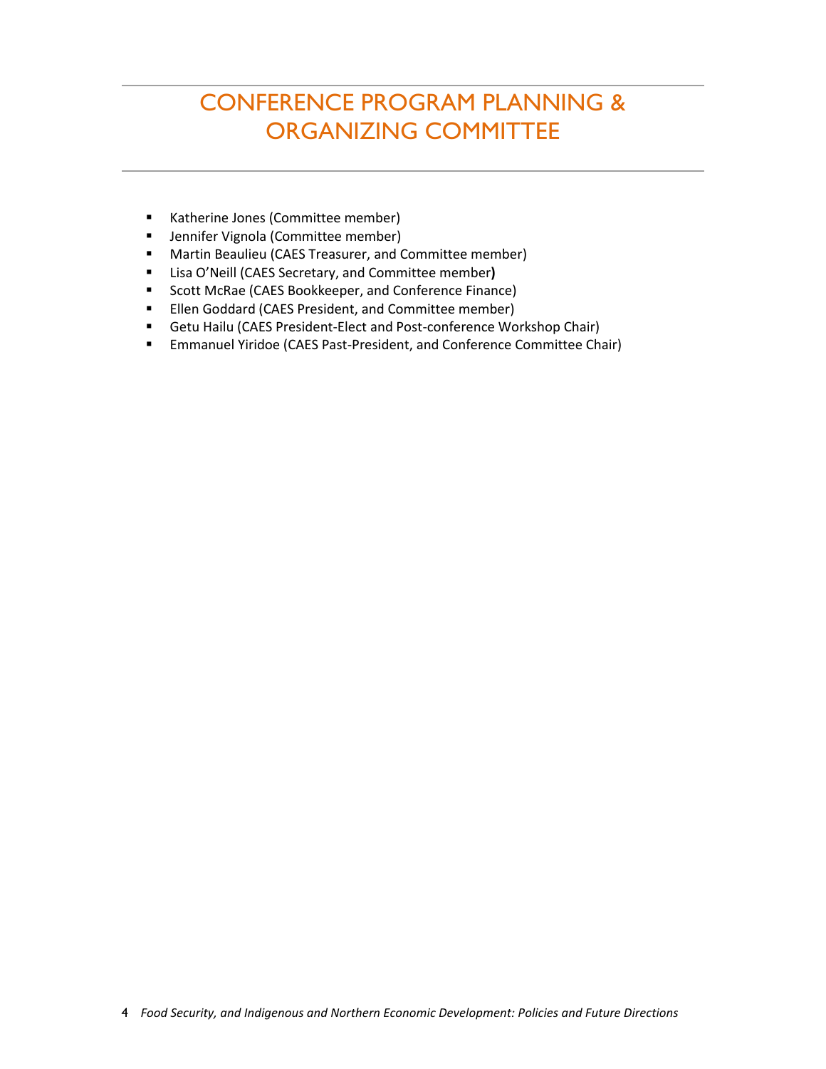# CONFERENCE PROGRAM PLANNING & ORGANIZING COMMITTEE

- Katherine Jones (Committee member)
- Jennifer Vignola (Committee member)
- Martin Beaulieu (CAES Treasurer, and Committee member)
- Lisa O'Neill (CAES Secretary, and Committee member)
- Scott McRae (CAES Bookkeeper, and Conference Finance)
- Ellen Goddard (CAES President, and Committee member)
- Getu Hailu (CAES President-Elect and Post-conference Workshop Chair)
- Emmanuel Yiridoe (CAES Past-President, and Conference Committee Chair)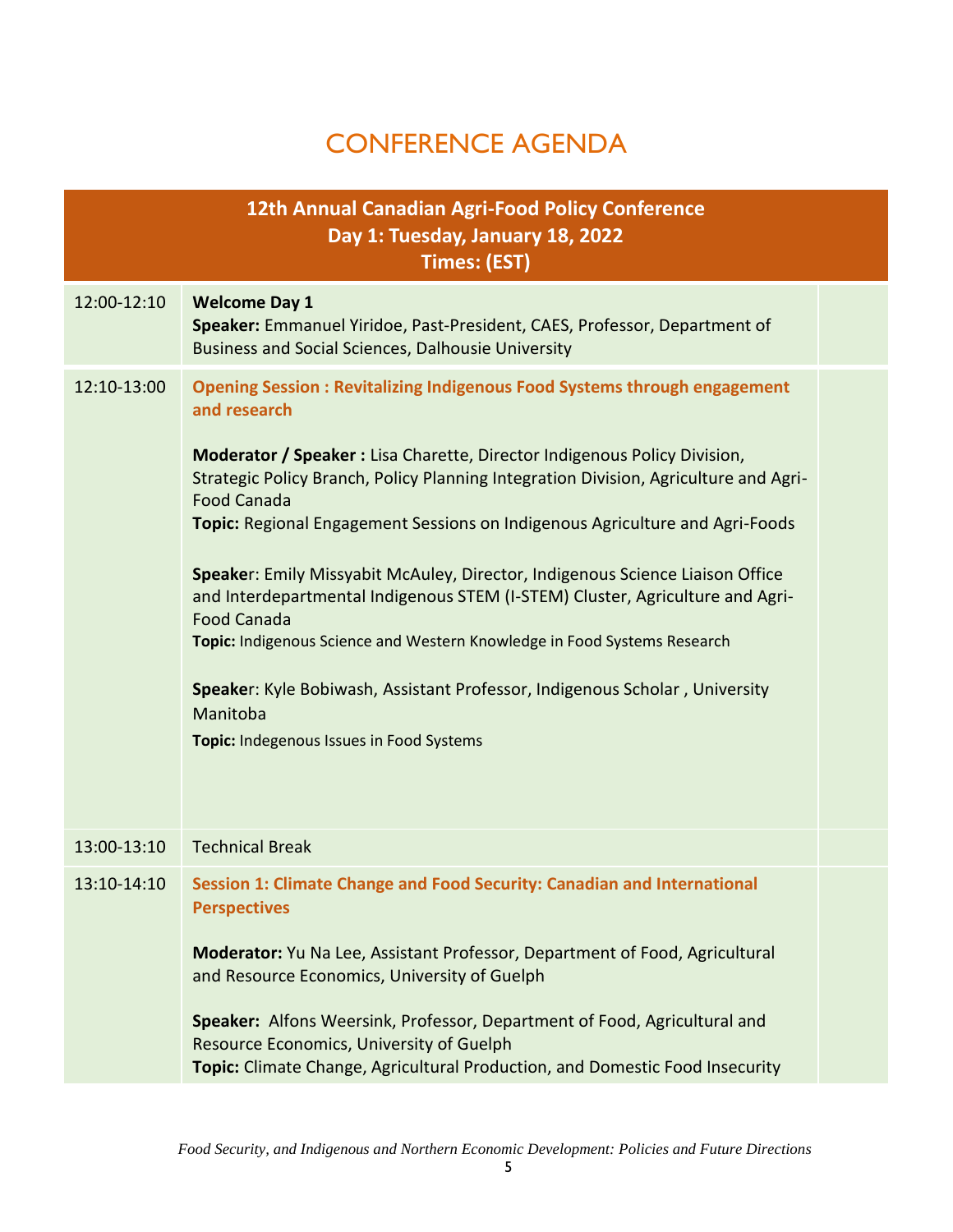# CONFERENCE AGENDA

| 12th Annual Canadian Agri-Food Policy Conference<br>Day 1: Tuesday, January 18, 2022<br>Times: (EST) | | |
|---|---|---|
| 12:00-12:10 | **Welcome Day 1**<br>**Speaker:** Emmanuel Yiridoe, Past-President, CAES, Professor, Department of Business and Social Sciences, Dalhousie University | |
| 12:10-13:00 | **Opening Session : Revitalizing Indigenous Food Systems through engagement and research**<br><br>**Moderator / Speaker :** Lisa Charette, Director Indigenous Policy Division, Strategic Policy Branch, Policy Planning Integration Division, Agriculture and Agri-Food Canada<br>**Topic:** Regional Engagement Sessions on Indigenous Agriculture and Agri-Foods<br><br>**Speake**r: Emily Missyabit McAuley, Director, Indigenous Science Liaison Office and Interdepartmental Indigenous STEM (I-STEM) Cluster, Agriculture and Agri-Food Canada<br>**Topic:** Indigenous Science and Western Knowledge in Food Systems Research<br><br>**Speake**r: Kyle Bobiwash, Assistant Professor, Indigenous Scholar , University Manitoba<br>**Topic:** Indegenous Issues in Food Systems | |
| 13:00-13:10 | Technical Break | |
| 13:10-14:10 | **Session 1: Climate Change and Food Security: Canadian and International Perspectives**<br><br>**Moderator:** Yu Na Lee, Assistant Professor, Department of Food, Agricultural and Resource Economics, University of Guelph<br><br>**Speaker:** Alfons Weersink, Professor, Department of Food, Agricultural and Resource Economics, University of Guelph<br>**Topic:** Climate Change, Agricultural Production, and Domestic Food Insecurity | |

*Food Security, and Indigenous and Northern Economic Development: Policies and Future Directions*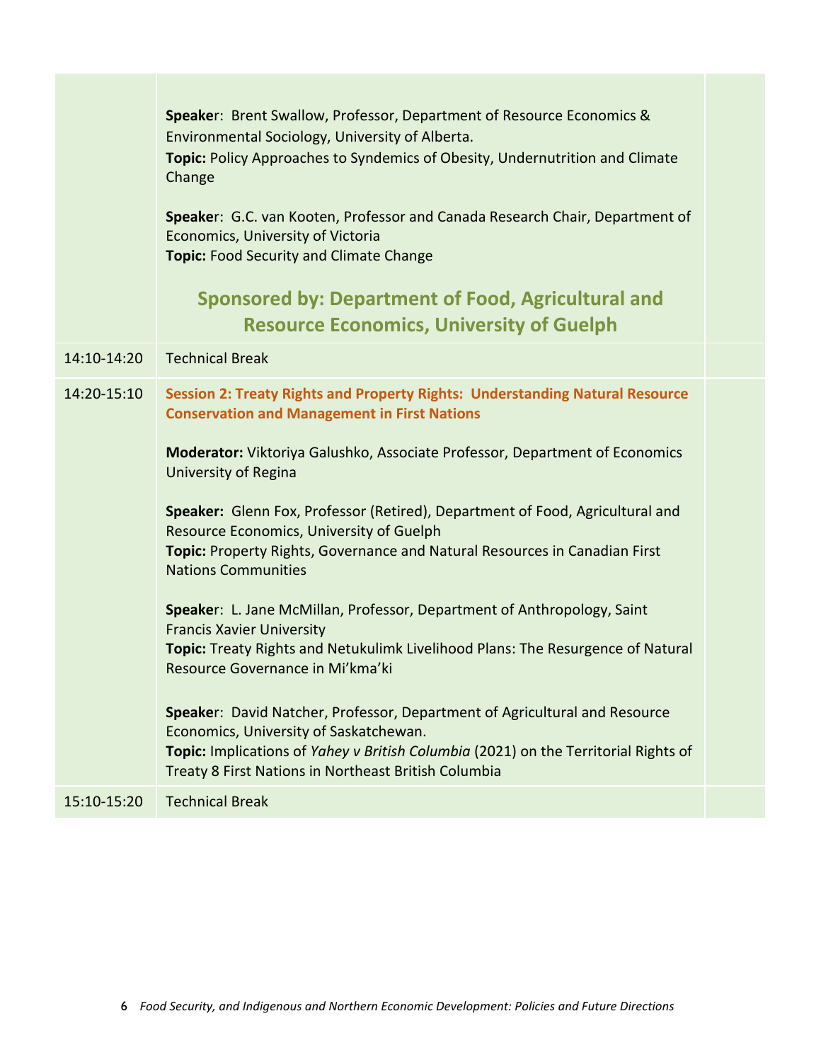| | | |
|---|---|---|
| | **Speake**r: Brent Swallow, Professor, Department of Resource Economics & Environmental Sociology, University of Alberta.<br>**Topic:** Policy Approaches to Syndemics of Obesity, Undernutrition and Climate Change<br><br>**Speake**r: G.C. van Kooten, Professor and Canada Research Chair, Department of Economics, University of Victoria<br>**Topic:** Food Security and Climate Change<br><br>**Sponsored by: Department of Food, Agricultural and Resource Economics, University of Guelph** | |
| 14:10-14:20 | Technical Break | |
| 14:20-15:10 | **Session 2: Treaty Rights and Property Rights: Understanding Natural Resource Conservation and Management in First Nations**<br><br>**Moderator:** Viktoriya Galushko, Associate Professor, Department of Economics University of Regina<br><br>**Speaker:** Glenn Fox, Professor (Retired), Department of Food, Agricultural and Resource Economics, University of Guelph<br>**Topic:** Property Rights, Governance and Natural Resources in Canadian First Nations Communities<br><br>**Speake**r: L. Jane McMillan, Professor, Department of Anthropology, Saint Francis Xavier University<br>**Topic:** Treaty Rights and Netukulimk Livelihood Plans: The Resurgence of Natural Resource Governance in Mi'kma'ki<br><br>**Speake**r: David Natcher, Professor, Department of Agricultural and Resource Economics, University of Saskatchewan.<br>**Topic:** Implications of *Yahey v British Columbia* (2021) on the Territorial Rights of Treaty 8 First Nations in Northeast British Columbia | |
| 15:10-15:20 | Technical Break | |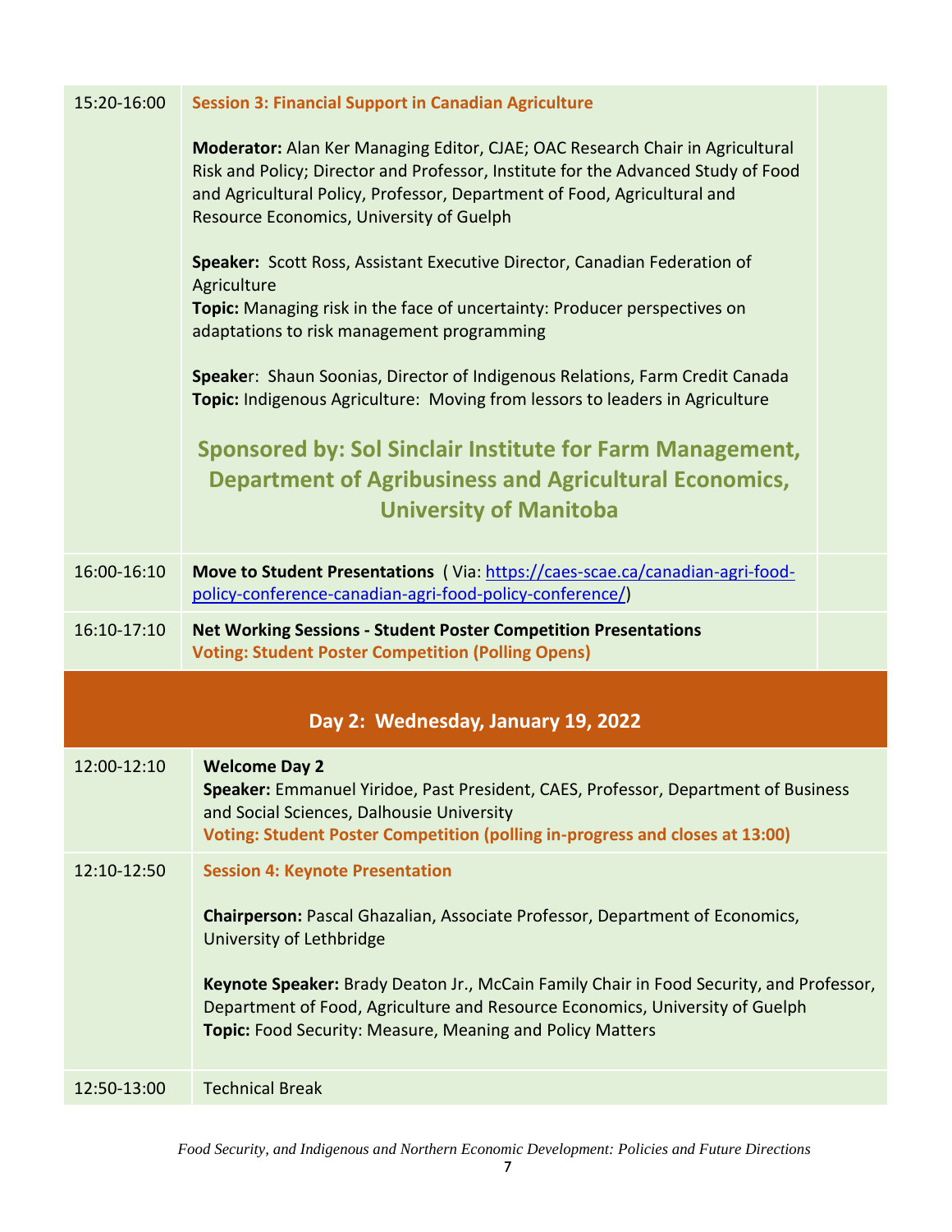| | |
|---|---|
| 15:20-16:00 | **Session 3: Financial Support in Canadian Agriculture**<br><br>**Moderator:** Alan Ker Managing Editor, CJAE; OAC Research Chair in Agricultural Risk and Policy; Director and Professor, Institute for the Advanced Study of Food and Agricultural Policy, Professor, Department of Food, Agricultural and Resource Economics, University of Guelph<br><br>**Speaker:** Scott Ross, Assistant Executive Director, Canadian Federation of Agriculture<br>**Topic:** Managing risk in the face of uncertainty: Producer perspectives on adaptations to risk management programming<br><br>**Speaker:** Shaun Soonias, Director of Indigenous Relations, Farm Credit Canada<br>**Topic:** Indigenous Agriculture: Moving from lessors to leaders in Agriculture<br><br>**Sponsored by: Sol Sinclair Institute for Farm Management, Department of Agribusiness and Agricultural Economics, University of Manitoba** |
| 16:00-16:10 | **Move to Student Presentations** ( Via: https://caes-scae.ca/canadian-agri-food-policy-conference-canadian-agri-food-policy-conference/) |
| 16:10-17:10 | **Net Working Sessions - Student Poster Competition Presentations**<br>**Voting: Student Poster Competition (Polling Opens)** |

## Day 2: Wednesday, January 19, 2022

| | |
|---|---|
| 12:00-12:10 | **Welcome Day 2**<br>**Speaker:** Emmanuel Yiridoe, Past President, CAES, Professor, Department of Business and Social Sciences, Dalhousie University<br>**Voting: Student Poster Competition (polling in-progress and closes at 13:00)** |
| 12:10-12:50 | **Session 4: Keynote Presentation**<br><br>**Chairperson:** Pascal Ghazalian, Associate Professor, Department of Economics, University of Lethbridge<br><br>**Keynote Speaker:** Brady Deaton Jr., McCain Family Chair in Food Security, and Professor, Department of Food, Agriculture and Resource Economics, University of Guelph<br>**Topic:** Food Security: Measure, Meaning and Policy Matters |
| 12:50-13:00 | Technical Break |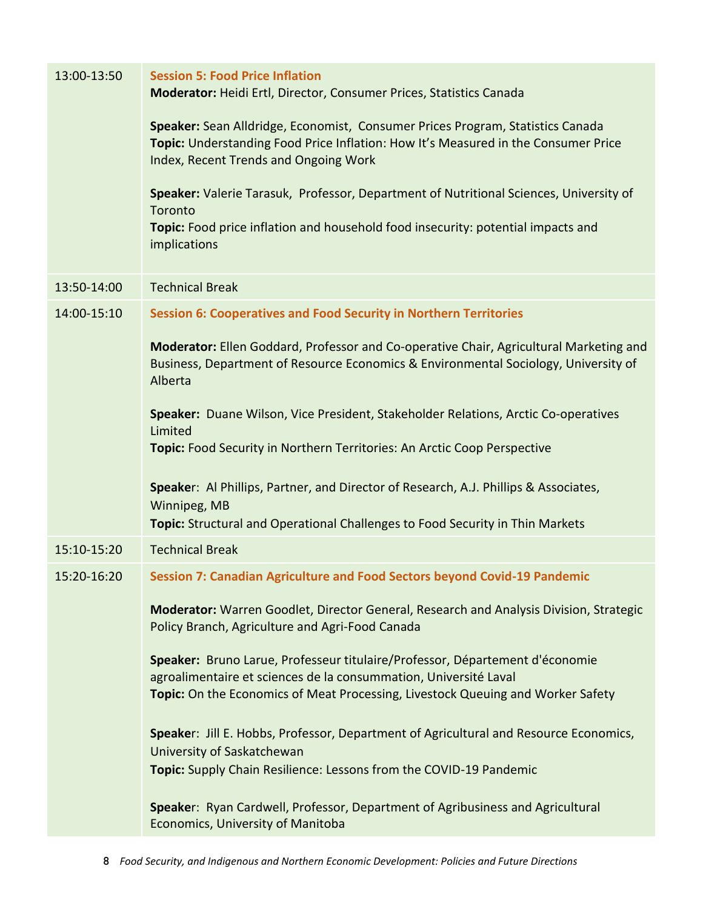| | |
|---|---|
| 13:00-13:50 | **Session 5: Food Price Inflation**<br>**Moderator:** Heidi Ertl, Director, Consumer Prices, Statistics Canada<br><br>**Speaker:** Sean Alldridge, Economist, Consumer Prices Program, Statistics Canada<br>**Topic:** Understanding Food Price Inflation: How It's Measured in the Consumer Price Index, Recent Trends and Ongoing Work<br><br>**Speaker:** Valerie Tarasuk, Professor, Department of Nutritional Sciences, University of Toronto<br>**Topic:** Food price inflation and household food insecurity: potential impacts and implications |
| 13:50-14:00 | Technical Break |
| 14:00-15:10 | **Session 6: Cooperatives and Food Security in Northern Territories**<br><br>**Moderator:** Ellen Goddard, Professor and Co-operative Chair, Agricultural Marketing and Business, Department of Resource Economics & Environmental Sociology, University of Alberta<br><br>**Speaker:** Duane Wilson, Vice President, Stakeholder Relations, Arctic Co-operatives Limited<br>**Topic:** Food Security in Northern Territories: An Arctic Coop Perspective<br><br>**Speaker:** Al Phillips, Partner, and Director of Research, A.J. Phillips & Associates, Winnipeg, MB<br>**Topic:** Structural and Operational Challenges to Food Security in Thin Markets |
| 15:10-15:20 | Technical Break |
| 15:20-16:20 | **Session 7: Canadian Agriculture and Food Sectors beyond Covid-19 Pandemic**<br><br>**Moderator:** Warren Goodlet, Director General, Research and Analysis Division, Strategic Policy Branch, Agriculture and Agri-Food Canada<br><br>**Speaker:** Bruno Larue, Professeur titulaire/Professor, Département d'économie agroalimentaire et sciences de la consummation, Université Laval<br>**Topic:** On the Economics of Meat Processing, Livestock Queuing and Worker Safety<br><br>**Speaker:** Jill E. Hobbs, Professor, Department of Agricultural and Resource Economics, University of Saskatchewan<br>**Topic:** Supply Chain Resilience: Lessons from the COVID-19 Pandemic<br><br>**Speaker:** Ryan Cardwell, Professor, Department of Agribusiness and Agricultural Economics, University of Manitoba |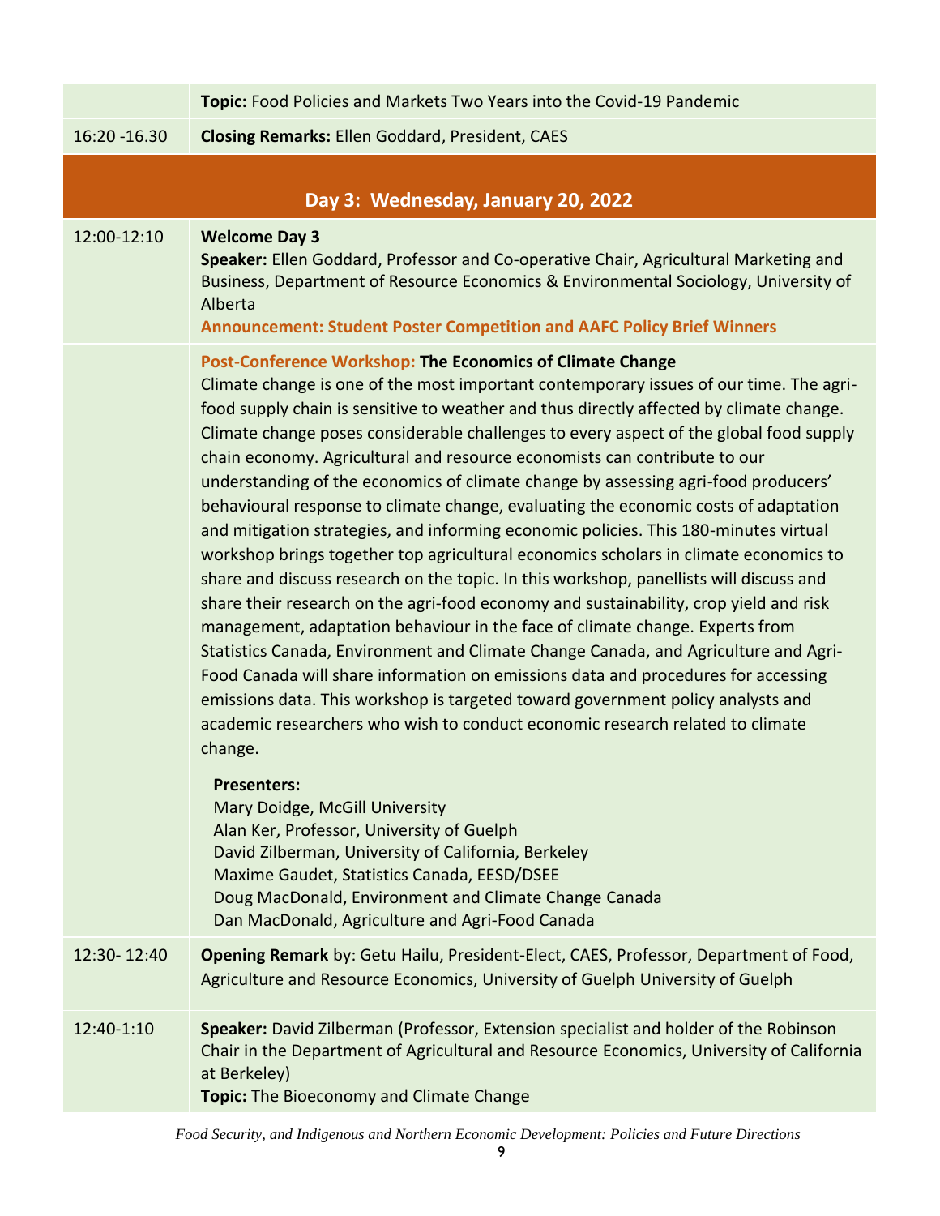|  | **Topic:** Food Policies and Markets Two Years into the Covid-19 Pandemic |
|---|---|
| 16:20 -16.30 | **Closing Remarks:** Ellen Goddard, President, CAES |

## Day 3: Wednesday, January 20, 2022

| | |
|---|---|
| 12:00-12:10 | **Welcome Day 3**<br>**Speaker:** Ellen Goddard, Professor and Co-operative Chair, Agricultural Marketing and Business, Department of Resource Economics & Environmental Sociology, University of Alberta<br>**Announcement: Student Poster Competition and AAFC Policy Brief Winners** |
|  | **Post-Conference Workshop: The Economics of Climate Change**<br>Climate change is one of the most important contemporary issues of our time. The agri-food supply chain is sensitive to weather and thus directly affected by climate change. Climate change poses considerable challenges to every aspect of the global food supply chain economy. Agricultural and resource economists can contribute to our understanding of the economics of climate change by assessing agri-food producers' behavioural response to climate change, evaluating the economic costs of adaptation and mitigation strategies, and informing economic policies. This 180-minutes virtual workshop brings together top agricultural economics scholars in climate economics to share and discuss research on the topic. In this workshop, panellists will discuss and share their research on the agri-food economy and sustainability, crop yield and risk management, adaptation behaviour in the face of climate change. Experts from Statistics Canada, Environment and Climate Change Canada, and Agriculture and Agri-Food Canada will share information on emissions data and procedures for accessing emissions data. This workshop is targeted toward government policy analysts and academic researchers who wish to conduct economic research related to climate change.<br><br>**Presenters:**<br>Mary Doidge, McGill University<br>Alan Ker, Professor, University of Guelph<br>David Zilberman, University of California, Berkeley<br>Maxime Gaudet, Statistics Canada, EESD/DSEE<br>Doug MacDonald, Environment and Climate Change Canada<br>Dan MacDonald, Agriculture and Agri-Food Canada |
| 12:30- 12:40 | **Opening Remark** by: Getu Hailu, President-Elect, CAES, Professor, Department of Food, Agriculture and Resource Economics, University of Guelph University of Guelph |
| 12:40-1:10 | **Speaker:** David Zilberman (Professor, Extension specialist and holder of the Robinson Chair in the Department of Agricultural and Resource Economics, University of California at Berkeley)<br>**Topic:** The Bioeconomy and Climate Change |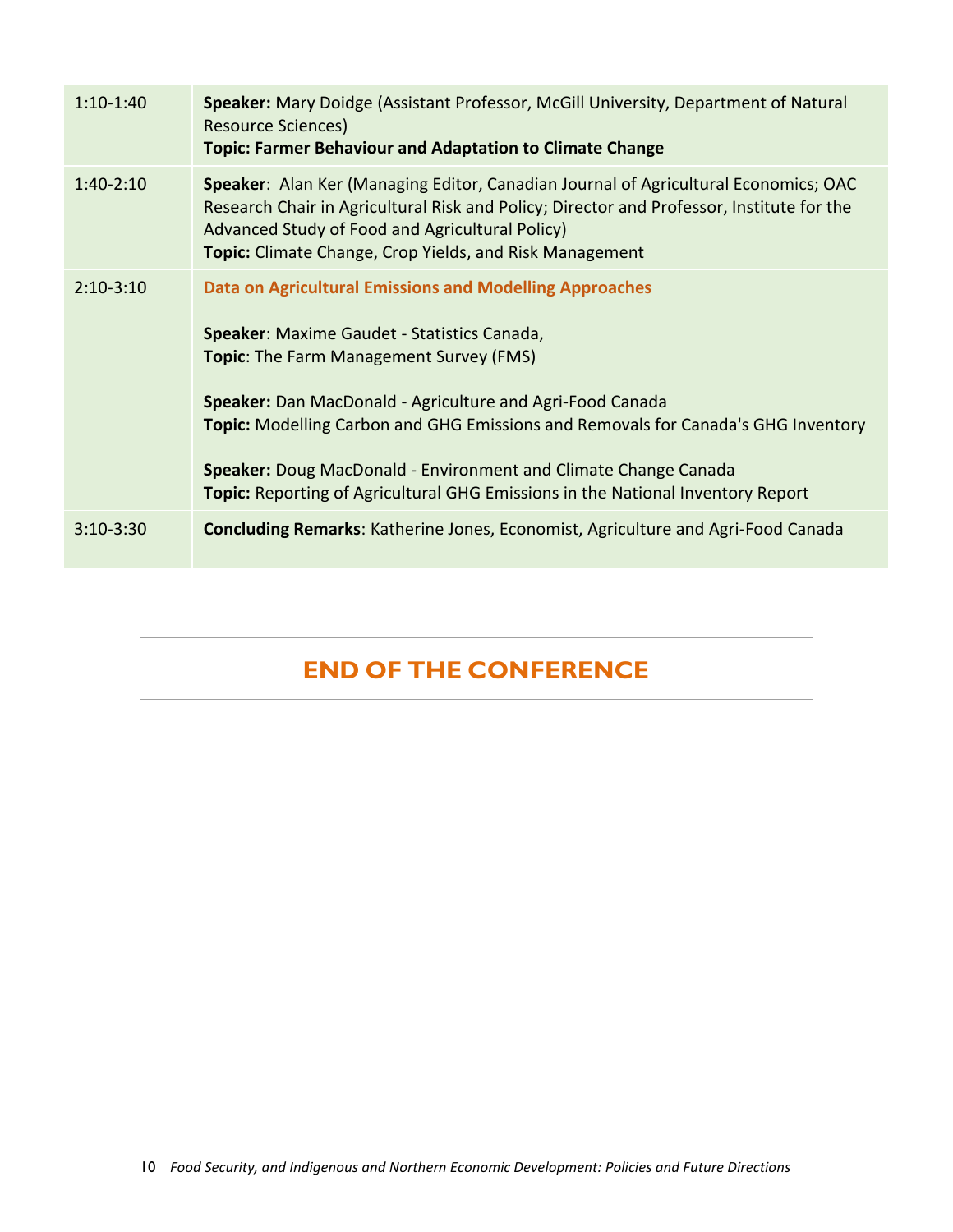| | |
|---|---|
| 1:10-1:40 | **Speaker:** Mary Doidge (Assistant Professor, McGill University, Department of Natural Resource Sciences)<br>**Topic: Farmer Behaviour and Adaptation to Climate Change** |
| 1:40-2:10 | **Speaker**: Alan Ker (Managing Editor, Canadian Journal of Agricultural Economics; OAC Research Chair in Agricultural Risk and Policy; Director and Professor, Institute for the Advanced Study of Food and Agricultural Policy)<br>**Topic:** Climate Change, Crop Yields, and Risk Management |
| 2:10-3:10 | **Data on Agricultural Emissions and Modelling Approaches**<br><br>**Speaker**: Maxime Gaudet - Statistics Canada,<br>**Topic**: The Farm Management Survey (FMS)<br><br>**Speaker:** Dan MacDonald - Agriculture and Agri-Food Canada<br>**Topic:** Modelling Carbon and GHG Emissions and Removals for Canada's GHG Inventory<br><br>**Speaker:** Doug MacDonald - Environment and Climate Change Canada<br>**Topic:** Reporting of Agricultural GHG Emissions in the National Inventory Report |
| 3:10-3:30 | **Concluding Remarks**: Katherine Jones, Economist, Agriculture and Agri-Food Canada |

## END OF THE CONFERENCE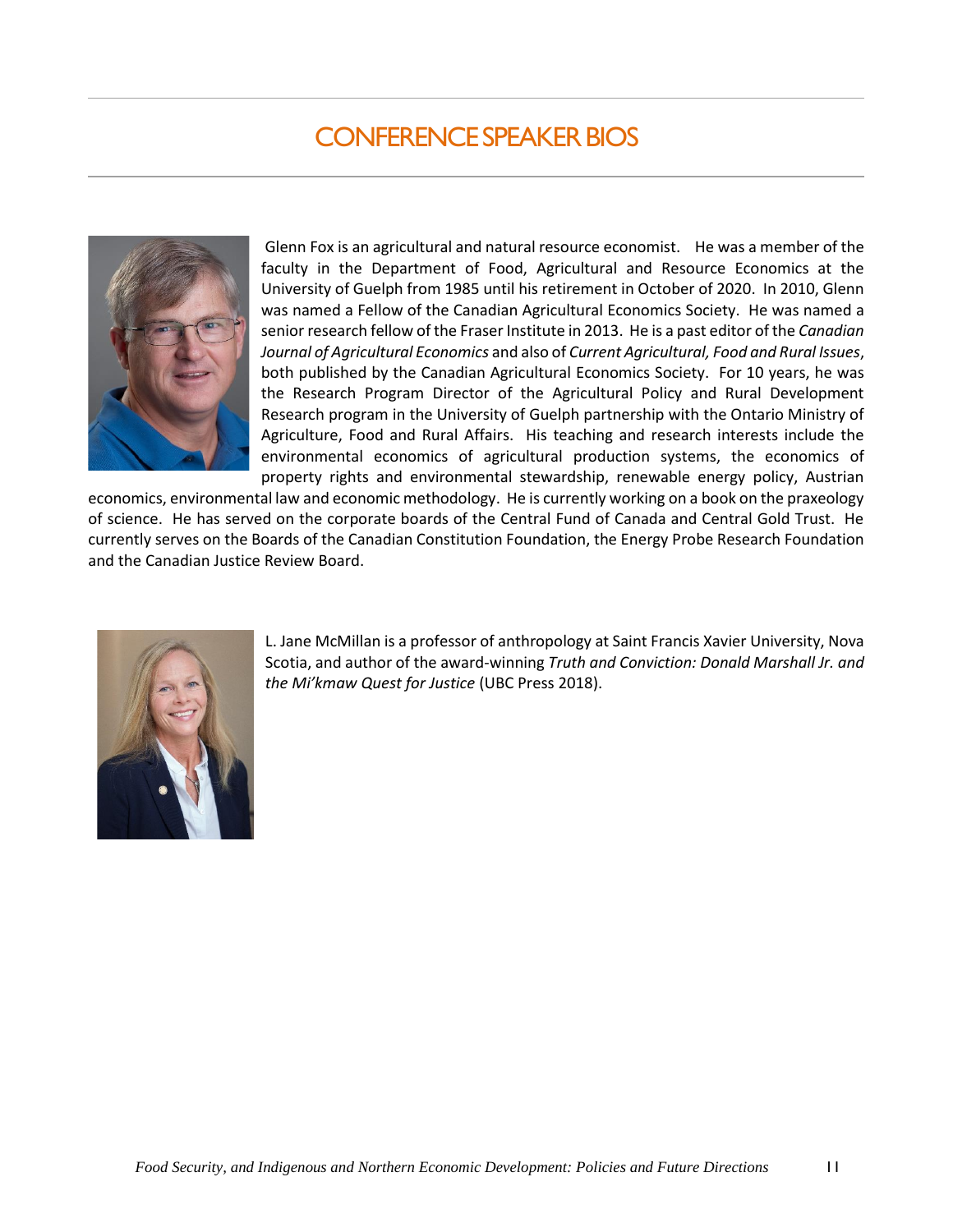# CONFERENCE SPEAKER BIOS

Glenn Fox is an agricultural and natural resource economist. He was a member of the faculty in the Department of Food, Agricultural and Resource Economics at the University of Guelph from 1985 until his retirement in October of 2020. In 2010, Glenn was named a Fellow of the Canadian Agricultural Economics Society. He was named a senior research fellow of the Fraser Institute in 2013. He is a past editor of the *Canadian Journal of Agricultural Economics* and also of *Current Agricultural, Food and Rural Issues*, both published by the Canadian Agricultural Economics Society. For 10 years, he was the Research Program Director of the Agricultural Policy and Rural Development Research program in the University of Guelph partnership with the Ontario Ministry of Agriculture, Food and Rural Affairs. His teaching and research interests include the environmental economics of agricultural production systems, the economics of property rights and environmental stewardship, renewable energy policy, Austrian economics, environmental law and economic methodology. He is currently working on a book on the praxeology of science. He has served on the corporate boards of the Central Fund of Canada and Central Gold Trust. He currently serves on the Boards of the Canadian Constitution Foundation, the Energy Probe Research Foundation and the Canadian Justice Review Board.

L. Jane McMillan is a professor of anthropology at Saint Francis Xavier University, Nova Scotia, and author of the award-winning *Truth and Conviction: Donald Marshall Jr. and the Mi'kmaw Quest for Justice* (UBC Press 2018).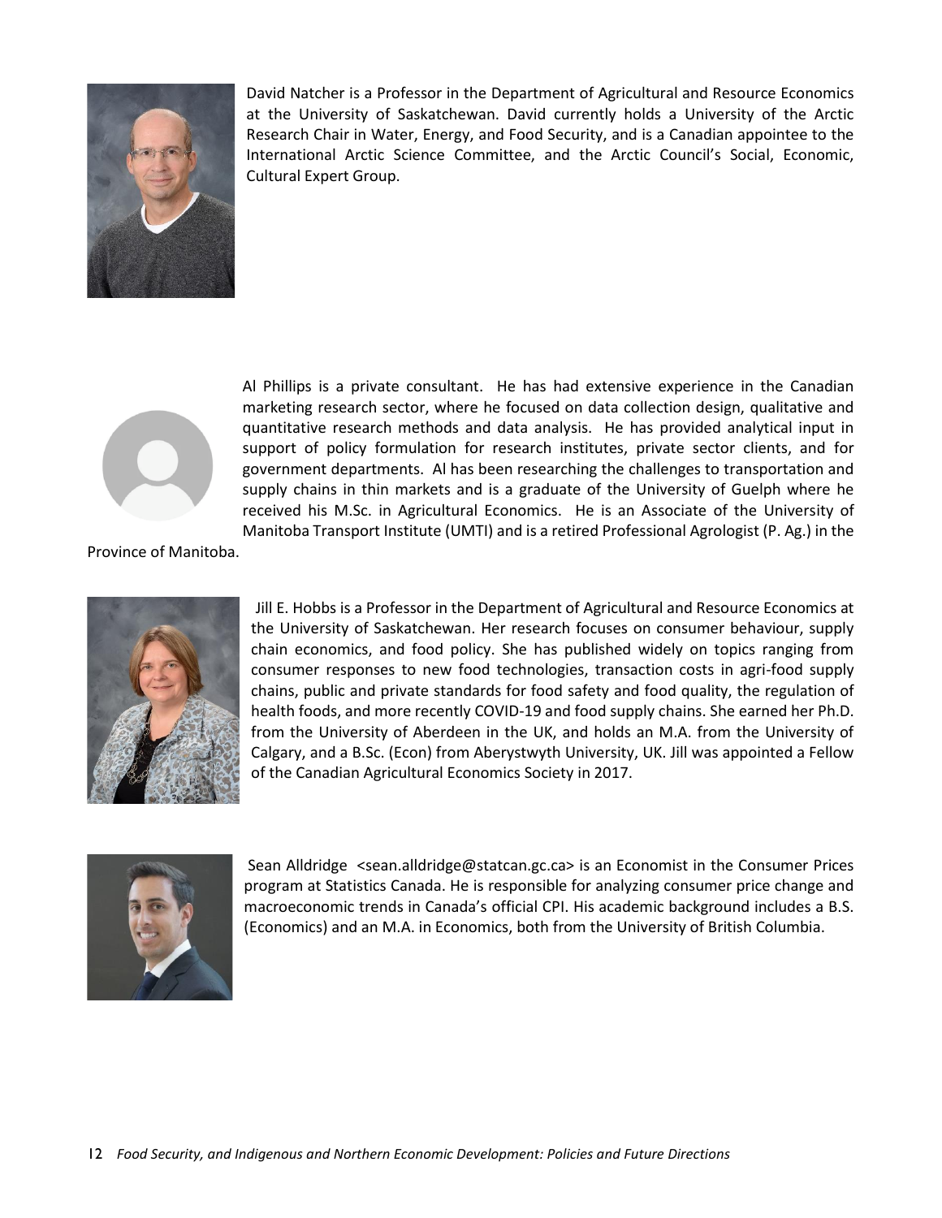David Natcher is a Professor in the Department of Agricultural and Resource Economics at the University of Saskatchewan. David currently holds a University of the Arctic Research Chair in Water, Energy, and Food Security, and is a Canadian appointee to the International Arctic Science Committee, and the Arctic Council's Social, Economic, Cultural Expert Group.

Al Phillips is a private consultant. He has had extensive experience in the Canadian marketing research sector, where he focused on data collection design, qualitative and quantitative research methods and data analysis. He has provided analytical input in support of policy formulation for research institutes, private sector clients, and for government departments. Al has been researching the challenges to transportation and supply chains in thin markets and is a graduate of the University of Guelph where he received his M.Sc. in Agricultural Economics. He is an Associate of the University of Manitoba Transport Institute (UMTI) and is a retired Professional Agrologist (P. Ag.) in the Province of Manitoba.

Jill E. Hobbs is a Professor in the Department of Agricultural and Resource Economics at the University of Saskatchewan. Her research focuses on consumer behaviour, supply chain economics, and food policy. She has published widely on topics ranging from consumer responses to new food technologies, transaction costs in agri-food supply chains, public and private standards for food safety and food quality, the regulation of health foods, and more recently COVID-19 and food supply chains. She earned her Ph.D. from the University of Aberdeen in the UK, and holds an M.A. from the University of Calgary, and a B.Sc. (Econ) from Aberystwyth University, UK. Jill was appointed a Fellow of the Canadian Agricultural Economics Society in 2017.

Sean Alldridge <sean.alldridge@statcan.gc.ca> is an Economist in the Consumer Prices program at Statistics Canada. He is responsible for analyzing consumer price change and macroeconomic trends in Canada's official CPI. His academic background includes a B.S. (Economics) and an M.A. in Economics, both from the University of British Columbia.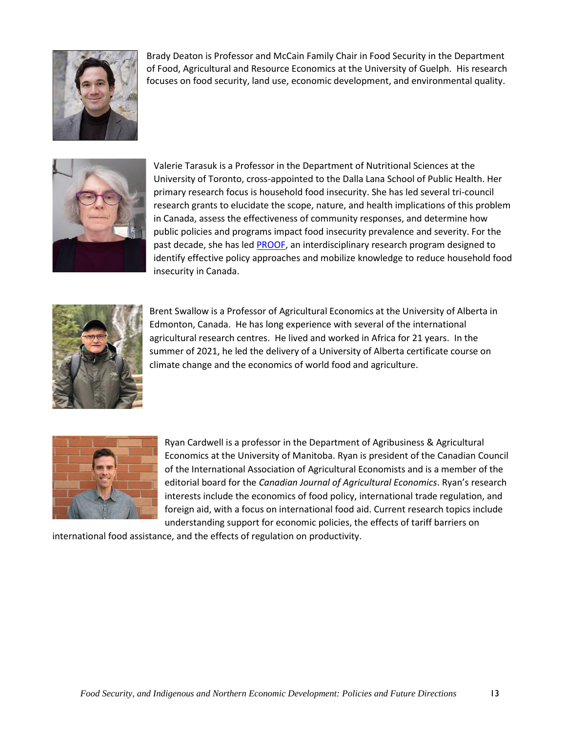Brady Deaton is Professor and McCain Family Chair in Food Security in the Department of Food, Agricultural and Resource Economics at the University of Guelph. His research focuses on food security, land use, economic development, and environmental quality.

Valerie Tarasuk is a Professor in the Department of Nutritional Sciences at the University of Toronto, cross-appointed to the Dalla Lana School of Public Health. Her primary research focus is household food insecurity. She has led several tri-council research grants to elucidate the scope, nature, and health implications of this problem in Canada, assess the effectiveness of community responses, and determine how public policies and programs impact food insecurity prevalence and severity. For the past decade, she has led PROOF, an interdisciplinary research program designed to identify effective policy approaches and mobilize knowledge to reduce household food insecurity in Canada.

Brent Swallow is a Professor of Agricultural Economics at the University of Alberta in Edmonton, Canada. He has long experience with several of the international agricultural research centres. He lived and worked in Africa for 21 years. In the summer of 2021, he led the delivery of a University of Alberta certificate course on climate change and the economics of world food and agriculture.

Ryan Cardwell is a professor in the Department of Agribusiness & Agricultural Economics at the University of Manitoba. Ryan is president of the Canadian Council of the International Association of Agricultural Economists and is a member of the editorial board for the *Canadian Journal of Agricultural Economics*. Ryan's research interests include the economics of food policy, international trade regulation, and foreign aid, with a focus on international food aid. Current research topics include understanding support for economic policies, the effects of tariff barriers on international food assistance, and the effects of regulation on productivity.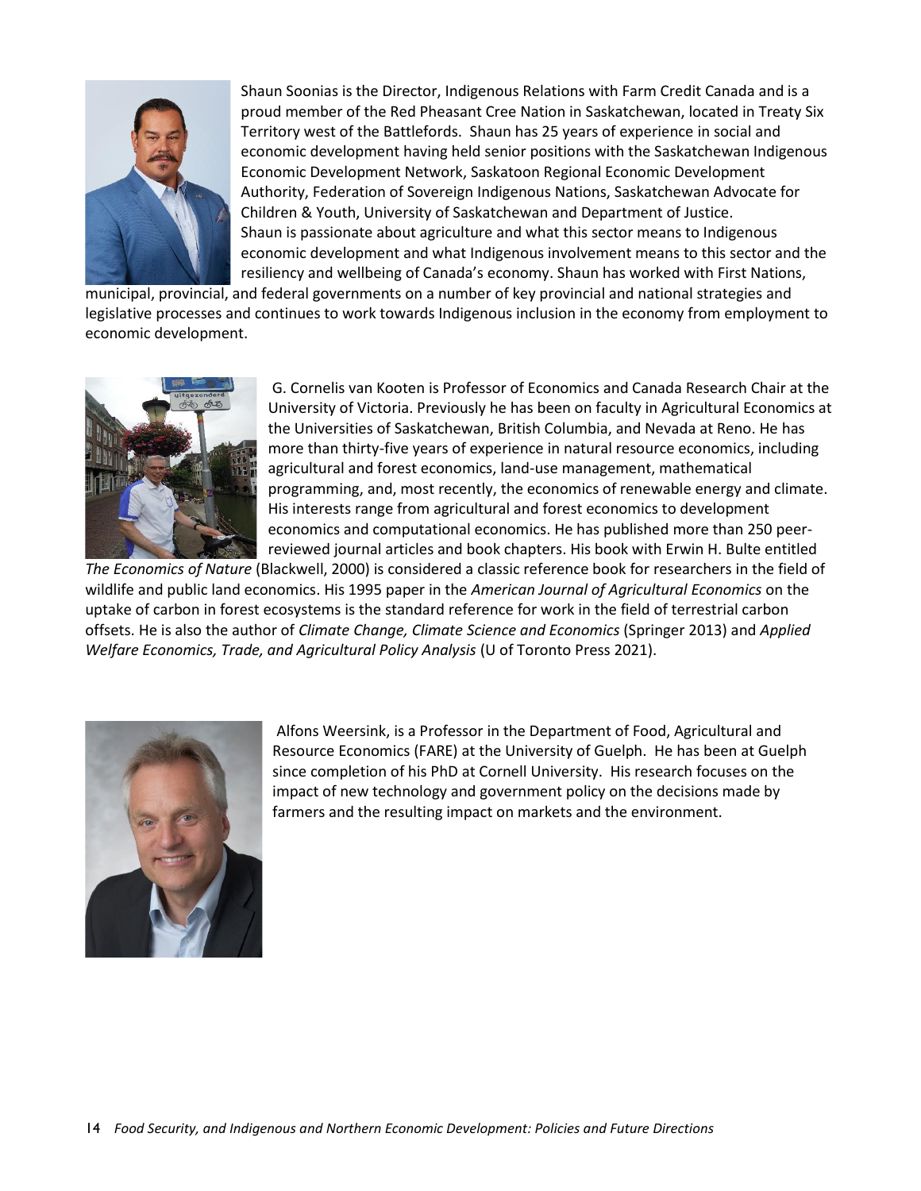Shaun Soonias is the Director, Indigenous Relations with Farm Credit Canada and is a proud member of the Red Pheasant Cree Nation in Saskatchewan, located in Treaty Six Territory west of the Battlefords. Shaun has 25 years of experience in social and economic development having held senior positions with the Saskatchewan Indigenous Economic Development Network, Saskatoon Regional Economic Development Authority, Federation of Sovereign Indigenous Nations, Saskatchewan Advocate for Children & Youth, University of Saskatchewan and Department of Justice. Shaun is passionate about agriculture and what this sector means to Indigenous economic development and what Indigenous involvement means to this sector and the resiliency and wellbeing of Canada's economy. Shaun has worked with First Nations, municipal, provincial, and federal governments on a number of key provincial and national strategies and legislative processes and continues to work towards Indigenous inclusion in the economy from employment to economic development.

G. Cornelis van Kooten is Professor of Economics and Canada Research Chair at the University of Victoria. Previously he has been on faculty in Agricultural Economics at the Universities of Saskatchewan, British Columbia, and Nevada at Reno. He has more than thirty-five years of experience in natural resource economics, including agricultural and forest economics, land-use management, mathematical programming, and, most recently, the economics of renewable energy and climate. His interests range from agricultural and forest economics to development economics and computational economics. He has published more than 250 peer-reviewed journal articles and book chapters. His book with Erwin H. Bulte entitled *The Economics of Nature* (Blackwell, 2000) is considered a classic reference book for researchers in the field of wildlife and public land economics. His 1995 paper in the *American Journal of Agricultural Economics* on the uptake of carbon in forest ecosystems is the standard reference for work in the field of terrestrial carbon offsets. He is also the author of *Climate Change, Climate Science and Economics* (Springer 2013) and *Applied Welfare Economics, Trade, and Agricultural Policy Analysis* (U of Toronto Press 2021).

Alfons Weersink, is a Professor in the Department of Food, Agricultural and Resource Economics (FARE) at the University of Guelph. He has been at Guelph since completion of his PhD at Cornell University. His research focuses on the impact of new technology and government policy on the decisions made by farmers and the resulting impact on markets and the environment.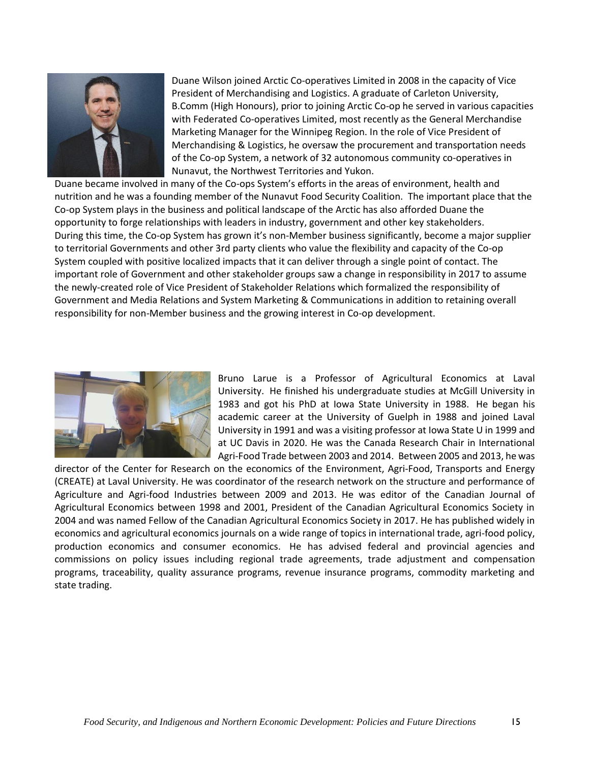Duane Wilson joined Arctic Co-operatives Limited in 2008 in the capacity of Vice President of Merchandising and Logistics. A graduate of Carleton University, B.Comm (High Honours), prior to joining Arctic Co-op he served in various capacities with Federated Co-operatives Limited, most recently as the General Merchandise Marketing Manager for the Winnipeg Region. In the role of Vice President of Merchandising & Logistics, he oversaw the procurement and transportation needs of the Co-op System, a network of 32 autonomous community co-operatives in Nunavut, the Northwest Territories and Yukon.

Duane became involved in many of the Co-ops System's efforts in the areas of environment, health and nutrition and he was a founding member of the Nunavut Food Security Coalition. The important place that the Co-op System plays in the business and political landscape of the Arctic has also afforded Duane the opportunity to forge relationships with leaders in industry, government and other key stakeholders.

During this time, the Co-op System has grown it's non-Member business significantly, become a major supplier to territorial Governments and other 3rd party clients who value the flexibility and capacity of the Co-op System coupled with positive localized impacts that it can deliver through a single point of contact. The important role of Government and other stakeholder groups saw a change in responsibility in 2017 to assume the newly-created role of Vice President of Stakeholder Relations which formalized the responsibility of Government and Media Relations and System Marketing & Communications in addition to retaining overall responsibility for non-Member business and the growing interest in Co-op development.

Bruno Larue is a Professor of Agricultural Economics at Laval University. He finished his undergraduate studies at McGill University in 1983 and got his PhD at Iowa State University in 1988. He began his academic career at the University of Guelph in 1988 and joined Laval University in 1991 and was a visiting professor at Iowa State U in 1999 and at UC Davis in 2020. He was the Canada Research Chair in International Agri-Food Trade between 2003 and 2014. Between 2005 and 2013, he was director of the Center for Research on the economics of the Environment, Agri-Food, Transports and Energy (CREATE) at Laval University. He was coordinator of the research network on the structure and performance of Agriculture and Agri-food Industries between 2009 and 2013. He was editor of the Canadian Journal of Agricultural Economics between 1998 and 2001, President of the Canadian Agricultural Economics Society in 2004 and was named Fellow of the Canadian Agricultural Economics Society in 2017. He has published widely in economics and agricultural economics journals on a wide range of topics in international trade, agri-food policy, production economics and consumer economics. He has advised federal and provincial agencies and commissions on policy issues including regional trade agreements, trade adjustment and compensation programs, traceability, quality assurance programs, revenue insurance programs, commodity marketing and state trading.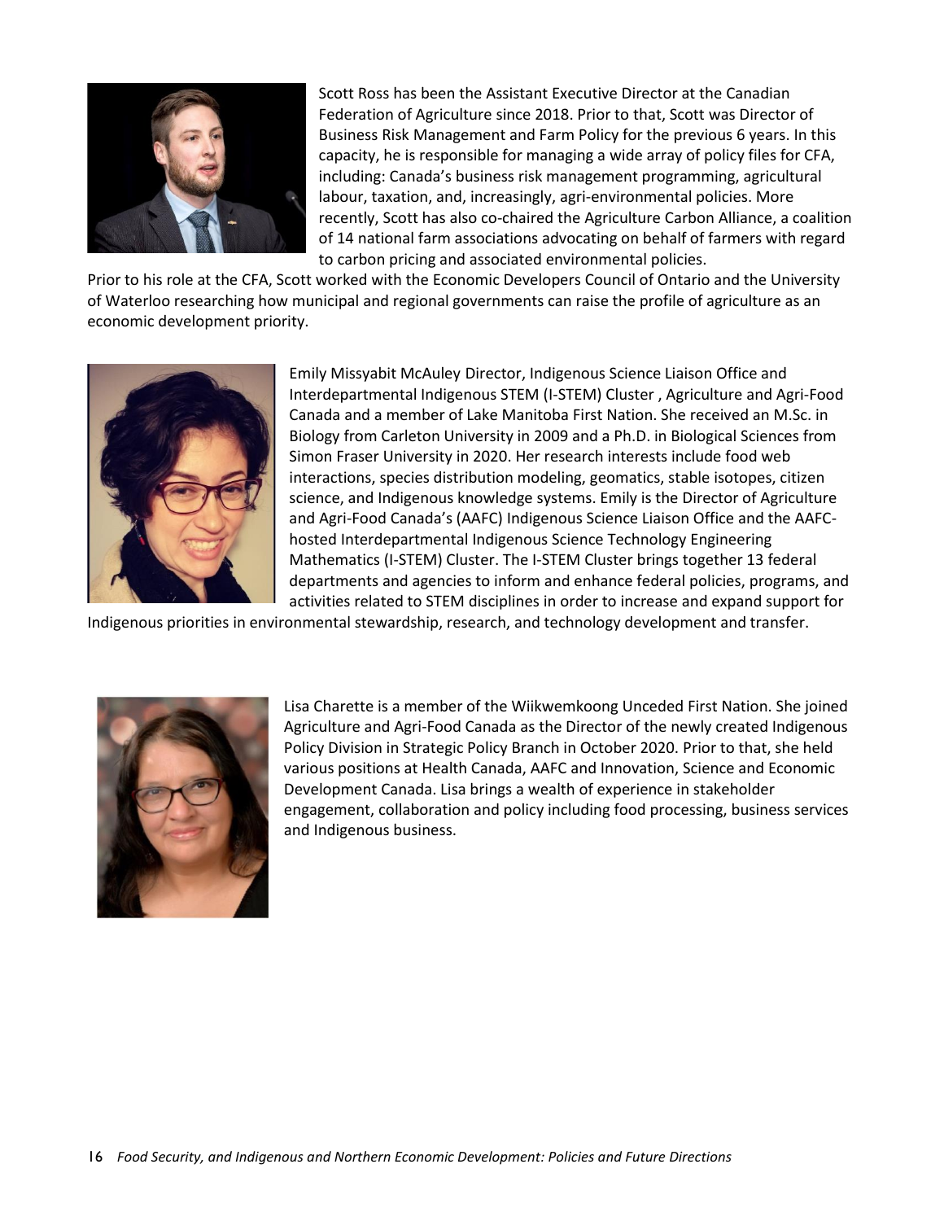Scott Ross has been the Assistant Executive Director at the Canadian Federation of Agriculture since 2018. Prior to that, Scott was Director of Business Risk Management and Farm Policy for the previous 6 years. In this capacity, he is responsible for managing a wide array of policy files for CFA, including: Canada's business risk management programming, agricultural labour, taxation, and, increasingly, agri-environmental policies. More recently, Scott has also co-chaired the Agriculture Carbon Alliance, a coalition of 14 national farm associations advocating on behalf of farmers with regard to carbon pricing and associated environmental policies.

Prior to his role at the CFA, Scott worked with the Economic Developers Council of Ontario and the University of Waterloo researching how municipal and regional governments can raise the profile of agriculture as an economic development priority.

Emily Missyabit McAuley Director, Indigenous Science Liaison Office and Interdepartmental Indigenous STEM (I-STEM) Cluster , Agriculture and Agri-Food Canada and a member of Lake Manitoba First Nation. She received an M.Sc. in Biology from Carleton University in 2009 and a Ph.D. in Biological Sciences from Simon Fraser University in 2020. Her research interests include food web interactions, species distribution modeling, geomatics, stable isotopes, citizen science, and Indigenous knowledge systems. Emily is the Director of Agriculture and Agri-Food Canada's (AAFC) Indigenous Science Liaison Office and the AAFC-hosted Interdepartmental Indigenous Science Technology Engineering Mathematics (I-STEM) Cluster. The I-STEM Cluster brings together 13 federal departments and agencies to inform and enhance federal policies, programs, and activities related to STEM disciplines in order to increase and expand support for Indigenous priorities in environmental stewardship, research, and technology development and transfer.

Lisa Charette is a member of the Wiikwemkoong Unceded First Nation. She joined Agriculture and Agri-Food Canada as the Director of the newly created Indigenous Policy Division in Strategic Policy Branch in October 2020. Prior to that, she held various positions at Health Canada, AAFC and Innovation, Science and Economic Development Canada. Lisa brings a wealth of experience in stakeholder engagement, collaboration and policy including food processing, business services and Indigenous business.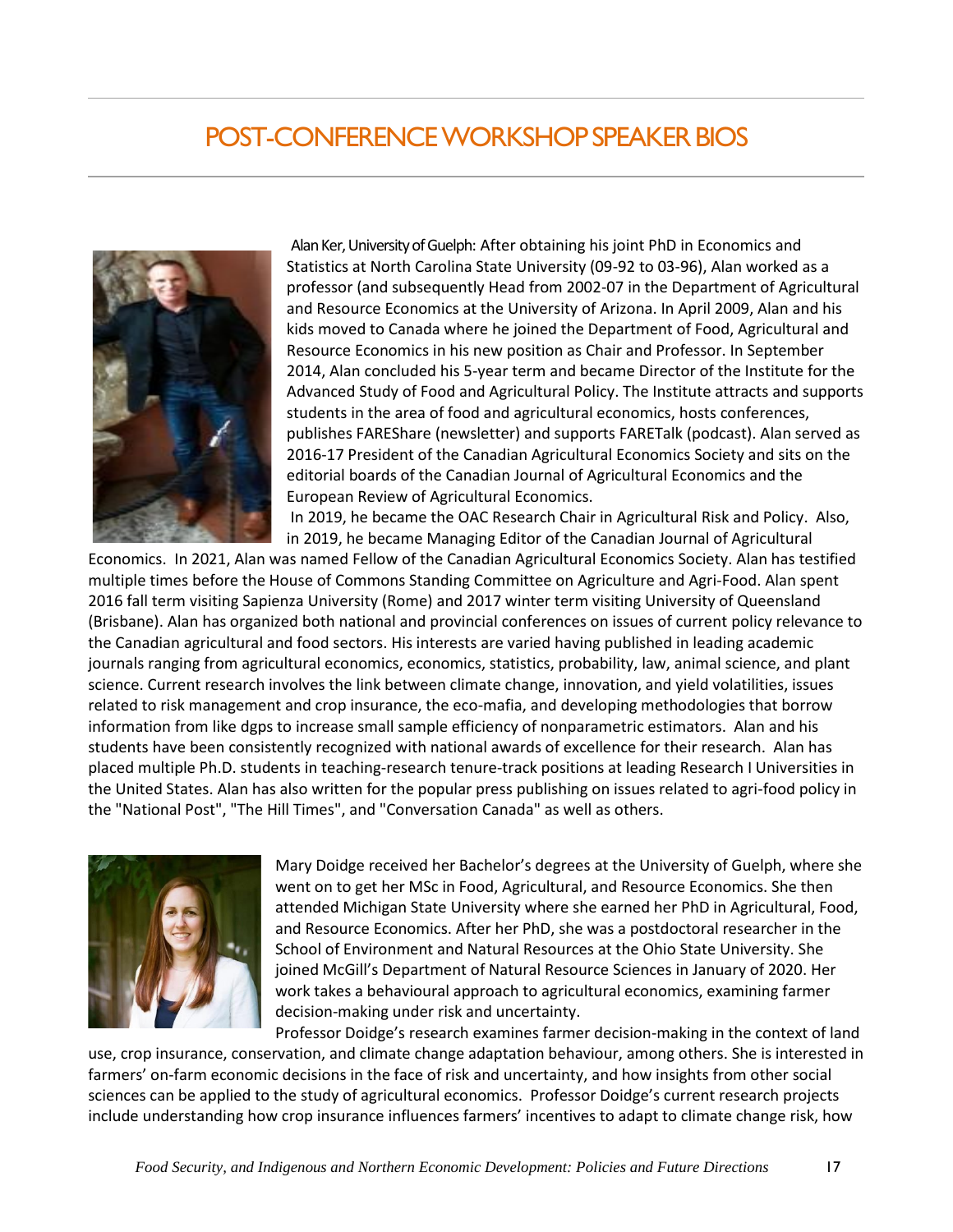# POST-CONFERENCE WORKSHOP SPEAKER BIOS

**Alan Ker, University of Guelph:** After obtaining his joint PhD in Economics and Statistics at North Carolina State University (09-92 to 03-96), Alan worked as a professor (and subsequently Head from 2002-07 in the Department of Agricultural and Resource Economics at the University of Arizona. In April 2009, Alan and his kids moved to Canada where he joined the Department of Food, Agricultural and Resource Economics in his new position as Chair and Professor. In September 2014, Alan concluded his 5-year term and became Director of the Institute for the Advanced Study of Food and Agricultural Policy. The Institute attracts and supports students in the area of food and agricultural economics, hosts conferences, publishes FAREShare (newsletter) and supports FARETalk (podcast). Alan served as 2016-17 President of the Canadian Agricultural Economics Society and sits on the editorial boards of the Canadian Journal of Agricultural Economics and the European Review of Agricultural Economics.

In 2019, he became the OAC Research Chair in Agricultural Risk and Policy. Also, in 2019, he became Managing Editor of the Canadian Journal of Agricultural Economics. In 2021, Alan was named Fellow of the Canadian Agricultural Economics Society. Alan has testified multiple times before the House of Commons Standing Committee on Agriculture and Agri-Food. Alan spent 2016 fall term visiting Sapienza University (Rome) and 2017 winter term visiting University of Queensland (Brisbane). Alan has organized both national and provincial conferences on issues of current policy relevance to the Canadian agricultural and food sectors. His interests are varied having published in leading academic journals ranging from agricultural economics, economics, statistics, probability, law, animal science, and plant science. Current research involves the link between climate change, innovation, and yield volatilities, issues related to risk management and crop insurance, the eco-mafia, and developing methodologies that borrow information from like dgps to increase small sample efficiency of nonparametric estimators. Alan and his students have been consistently recognized with national awards of excellence for their research. Alan has placed multiple Ph.D. students in teaching-research tenure-track positions at leading Research I Universities in the United States. Alan has also written for the popular press publishing on issues related to agri-food policy in the "National Post", "The Hill Times", and "Conversation Canada" as well as others.

Mary Doidge received her Bachelor's degrees at the University of Guelph, where she went on to get her MSc in Food, Agricultural, and Resource Economics. She then attended Michigan State University where she earned her PhD in Agricultural, Food, and Resource Economics. After her PhD, she was a postdoctoral researcher in the School of Environment and Natural Resources at the Ohio State University. She joined McGill's Department of Natural Resource Sciences in January of 2020. Her work takes a behavioural approach to agricultural economics, examining farmer decision-making under risk and uncertainty.

Professor Doidge's research examines farmer decision-making in the context of land use, crop insurance, conservation, and climate change adaptation behaviour, among others. She is interested in farmers' on-farm economic decisions in the face of risk and uncertainty, and how insights from other social sciences can be applied to the study of agricultural economics. Professor Doidge's current research projects include understanding how crop insurance influences farmers' incentives to adapt to climate change risk, how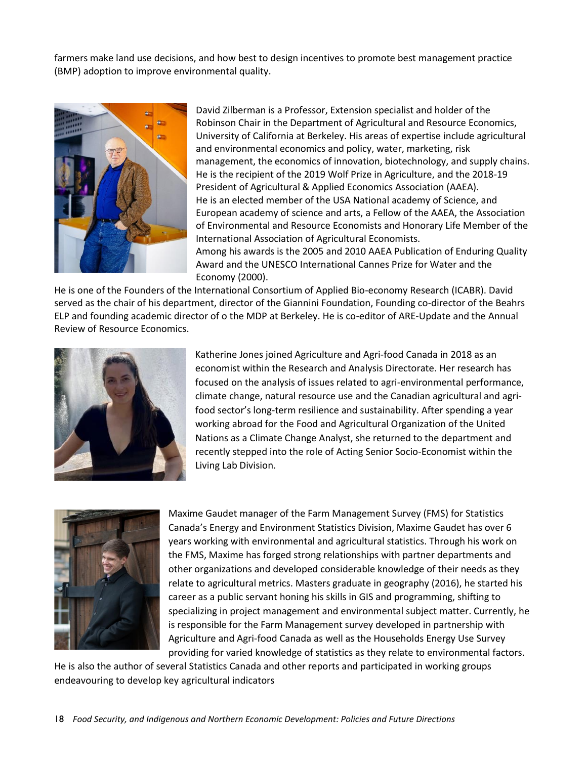farmers make land use decisions, and how best to design incentives to promote best management practice (BMP) adoption to improve environmental quality.

David Zilberman is a Professor, Extension specialist and holder of the Robinson Chair in the Department of Agricultural and Resource Economics, University of California at Berkeley. His areas of expertise include agricultural and environmental economics and policy, water, marketing, risk management, the economics of innovation, biotechnology, and supply chains. He is the recipient of the 2019 Wolf Prize in Agriculture, and the 2018-19 President of Agricultural & Applied Economics Association (AAEA). He is an elected member of the USA National academy of Science, and European academy of science and arts, a Fellow of the AAEA, the Association of Environmental and Resource Economists and Honorary Life Member of the International Association of Agricultural Economists. Among his awards is the 2005 and 2010 AAEA Publication of Enduring Quality Award and the UNESCO International Cannes Prize for Water and the Economy (2000). He is one of the Founders of the International Consortium of Applied Bio-economy Research (ICABR). David served as the chair of his department, director of the Giannini Foundation, Founding co-director of the Beahrs ELP and founding academic director of o the MDP at Berkeley. He is co-editor of ARE-Update and the Annual Review of Resource Economics.

Katherine Jones joined Agriculture and Agri-food Canada in 2018 as an economist within the Research and Analysis Directorate. Her research has focused on the analysis of issues related to agri-environmental performance, climate change, natural resource use and the Canadian agricultural and agri-food sector's long-term resilience and sustainability. After spending a year working abroad for the Food and Agricultural Organization of the United Nations as a Climate Change Analyst, she returned to the department and recently stepped into the role of Acting Senior Socio-Economist within the Living Lab Division.

Maxime Gaudet manager of the Farm Management Survey (FMS) for Statistics Canada's Energy and Environment Statistics Division, Maxime Gaudet has over 6 years working with environmental and agricultural statistics. Through his work on the FMS, Maxime has forged strong relationships with partner departments and other organizations and developed considerable knowledge of their needs as they relate to agricultural metrics. Masters graduate in geography (2016), he started his career as a public servant honing his skills in GIS and programming, shifting to specializing in project management and environmental subject matter. Currently, he is responsible for the Farm Management survey developed in partnership with Agriculture and Agri-food Canada as well as the Households Energy Use Survey providing for varied knowledge of statistics as they relate to environmental factors. He is also the author of several Statistics Canada and other reports and participated in working groups endeavouring to develop key agricultural indicators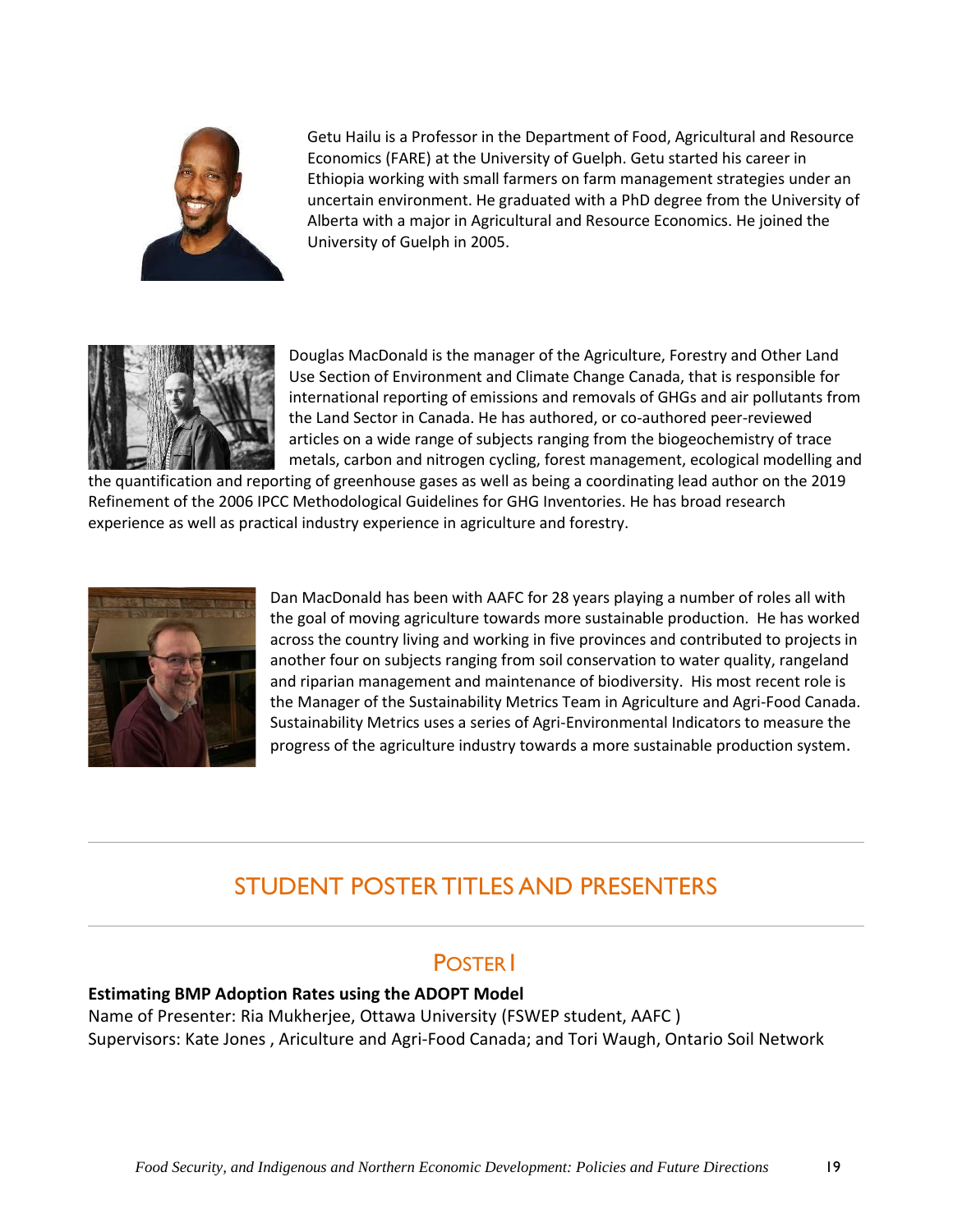Getu Hailu is a Professor in the Department of Food, Agricultural and Resource Economics (FARE) at the University of Guelph. Getu started his career in Ethiopia working with small farmers on farm management strategies under an uncertain environment. He graduated with a PhD degree from the University of Alberta with a major in Agricultural and Resource Economics. He joined the University of Guelph in 2005.

Douglas MacDonald is the manager of the Agriculture, Forestry and Other Land Use Section of Environment and Climate Change Canada, that is responsible for international reporting of emissions and removals of GHGs and air pollutants from the Land Sector in Canada. He has authored, or co-authored peer-reviewed articles on a wide range of subjects ranging from the biogeochemistry of trace metals, carbon and nitrogen cycling, forest management, ecological modelling and the quantification and reporting of greenhouse gases as well as being a coordinating lead author on the 2019 Refinement of the 2006 IPCC Methodological Guidelines for GHG Inventories. He has broad research experience as well as practical industry experience in agriculture and forestry.

Dan MacDonald has been with AAFC for 28 years playing a number of roles all with the goal of moving agriculture towards more sustainable production. He has worked across the country living and working in five provinces and contributed to projects in another four on subjects ranging from soil conservation to water quality, rangeland and riparian management and maintenance of biodiversity. His most recent role is the Manager of the Sustainability Metrics Team in Agriculture and Agri-Food Canada. Sustainability Metrics uses a series of Agri-Environmental Indicators to measure the progress of the agriculture industry towards a more sustainable production system.

## STUDENT POSTER TITLES AND PRESENTERS

### POSTER I

**Estimating BMP Adoption Rates using the ADOPT Model**
Name of Presenter: Ria Mukherjee, Ottawa University (FSWEP student, AAFC )
Supervisors: Kate Jones , Ariculture and Agri-Food Canada; and Tori Waugh, Ontario Soil Network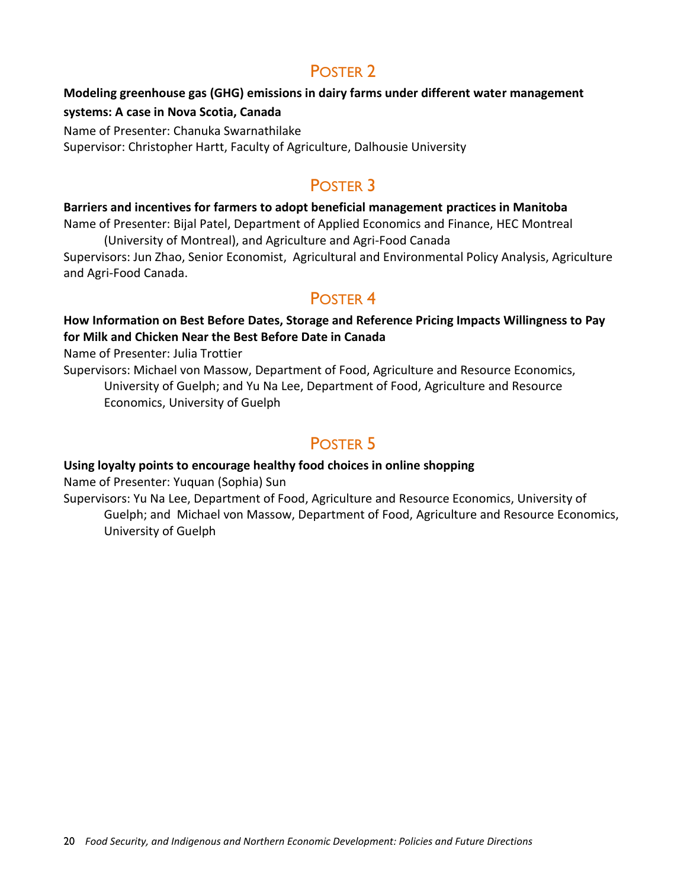## Poster 2

**Modeling greenhouse gas (GHG) emissions in dairy farms under different water management systems: A case in Nova Scotia, Canada**

Name of Presenter: Chanuka Swarnathilake

Supervisor: Christopher Hartt, Faculty of Agriculture, Dalhousie University

## Poster 3

**Barriers and incentives for farmers to adopt beneficial management practices in Manitoba**

Name of Presenter: Bijal Patel, Department of Applied Economics and Finance, HEC Montreal (University of Montreal), and Agriculture and Agri-Food Canada

Supervisors: Jun Zhao, Senior Economist, Agricultural and Environmental Policy Analysis, Agriculture and Agri-Food Canada.

## Poster 4

**How Information on Best Before Dates, Storage and Reference Pricing Impacts Willingness to Pay for Milk and Chicken Near the Best Before Date in Canada**

Name of Presenter: Julia Trottier

Supervisors: Michael von Massow, Department of Food, Agriculture and Resource Economics, University of Guelph; and Yu Na Lee, Department of Food, Agriculture and Resource Economics, University of Guelph

## Poster 5

**Using loyalty points to encourage healthy food choices in online shopping**

Name of Presenter: Yuquan (Sophia) Sun

Supervisors: Yu Na Lee, Department of Food, Agriculture and Resource Economics, University of Guelph; and Michael von Massow, Department of Food, Agriculture and Resource Economics, University of Guelph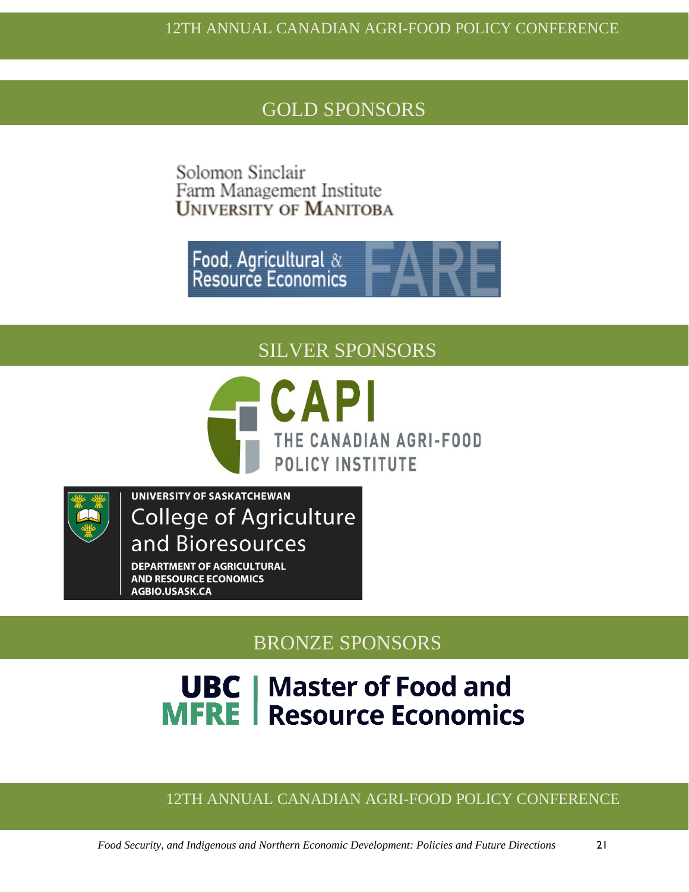## GOLD SPONSORS

Solomon Sinclair
Farm Management Institute
UNIVERSITY OF MANITOBA

Food, Agricultural & Resource Economics FARE

## SILVER SPONSORS

CAPI
THE CANADIAN AGRI-FOOD POLICY INSTITUTE

UNIVERSITY OF SASKATCHEWAN
College of Agriculture and Bioresources
DEPARTMENT OF AGRICULTURAL AND RESOURCE ECONOMICS
AGBIO.USASK.CA

## BRONZE SPONSORS

UBC MFRE | Master of Food and Resource Economics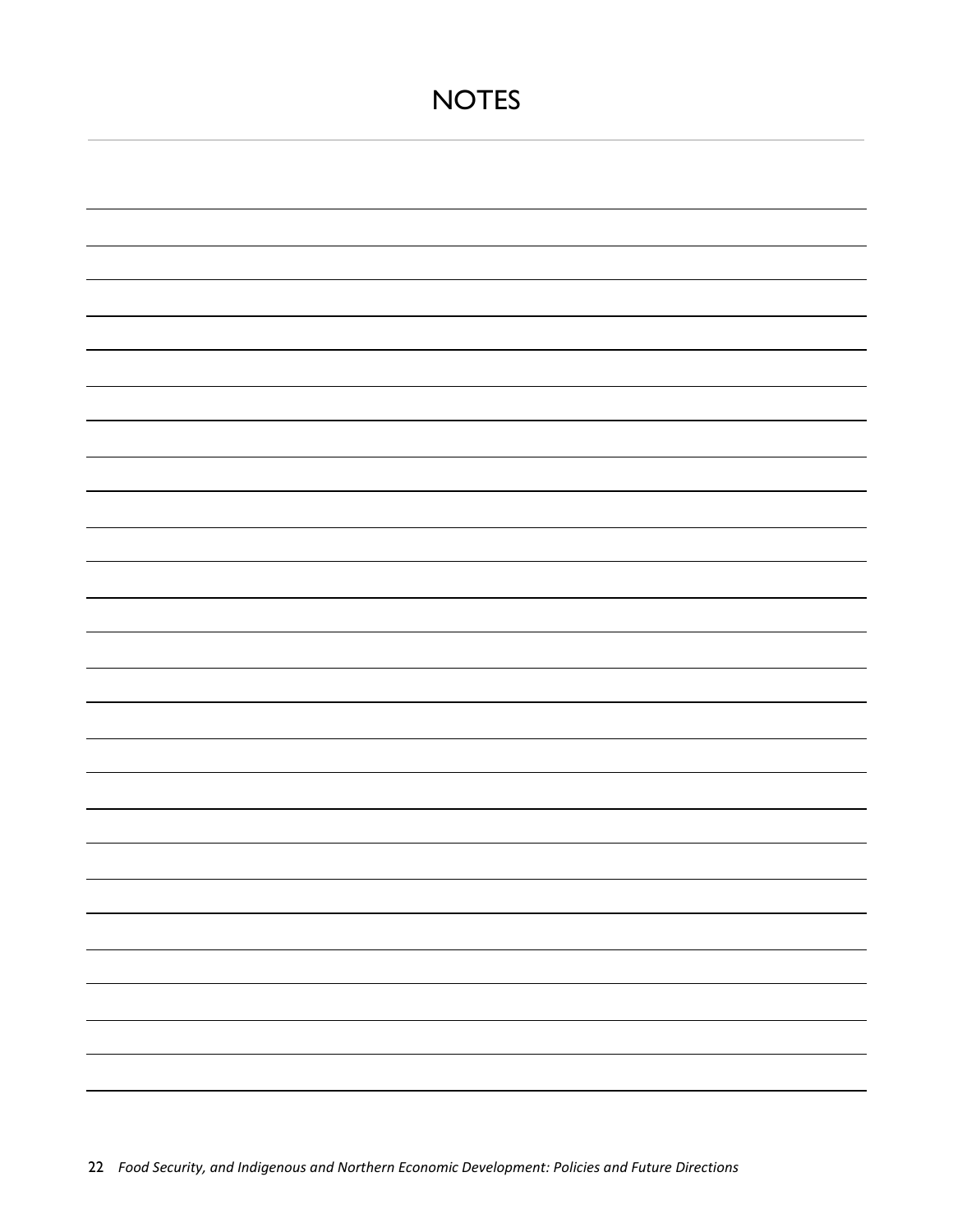# NOTES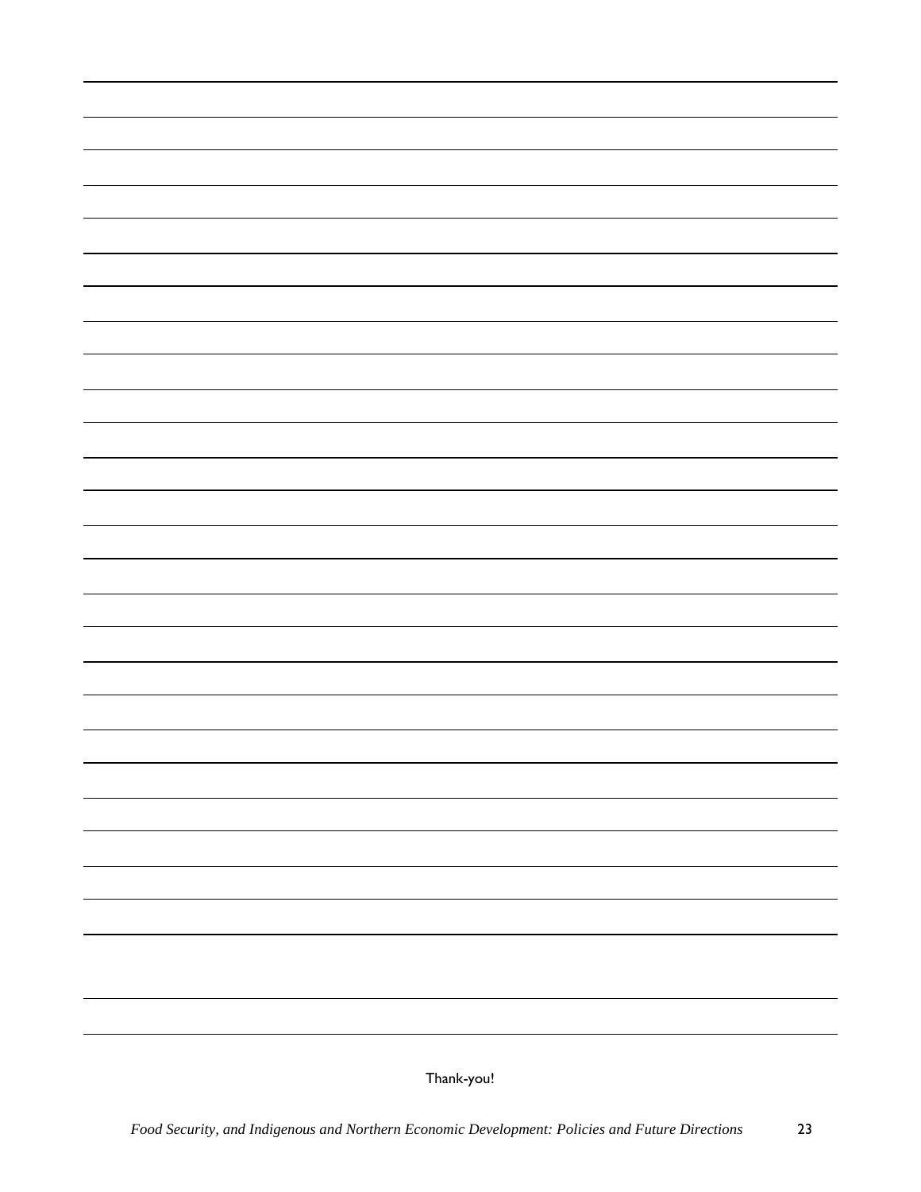Thank-you!